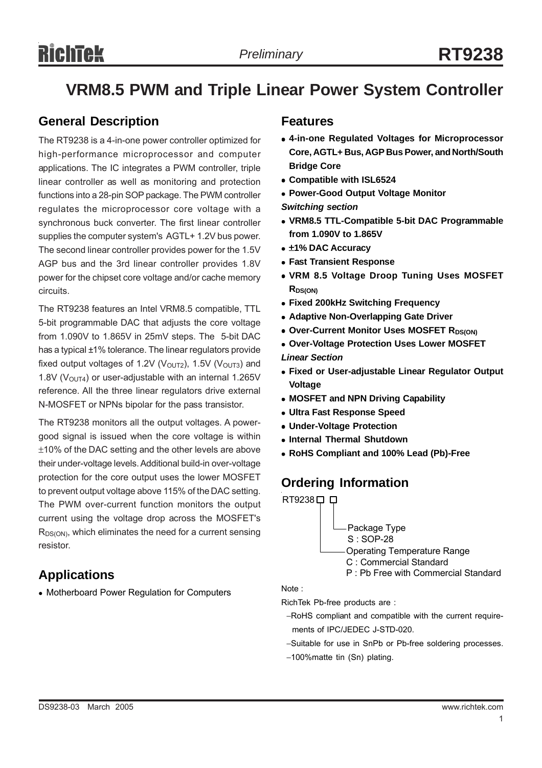# VRM8.5 PWM and Triple Linear Power System Controller

## General Description

The RT9238 is a 4-in-one power controller optimized for high-performance microprocessor and computer applications. The IC integrates a PWM controller, triple linear controller as well as monitoring and protection functions into a 28-pin SOP package. The PWM controller regulates the microprocessor core voltage with a synchronous buck converter. The first linear controller supplies the computer system's AGTL+ 1.2V bus power. The second linear controller provides power for the 1.5V AGP bus and the 3rd linear controller provides 1.8V power for the chipset core voltage and/or cache memory circuits.

The RT9238 features an Intel VRM8.5 compatible, TTL 5-bit programmable DAC that adjusts the core voltage from 1.090V to 1.865V in 25mV steps. The 5-bit DAC has a typical ±1% tolerance. The linear regulators provide fixed output voltages of 1.2V ($V_{OUT2}$), 1.5V ($V_{OUT3}$) and 1.8V ($V_{OUT4}$) or user-adjustable with an internal 1.265V reference. All the three linear regulators drive external N-MOSFET or NPNs bipolar for the pass transistor.

The RT9238 monitors all the output voltages. A power-good signal is issued when the core voltage is within ±10% of the DAC setting and the other levels are above their under-voltage levels. Additional build-in over-voltage protection for the core output uses the lower MOSFET to prevent output voltage above 115% of the DAC setting. The PWM over-current function monitors the output current using the voltage drop across the MOSFET's $R_{DS(ON)}$, which eliminates the need for a current sensing resistor.

## Applications

- Motherboard Power Regulation for Computers

## Features

- **4-in-one Regulated Voltages for Microprocessor Core, AGTL+ Bus, AGP Bus Power, and North/South Bridge Core**
- **Compatible with ISL6524**
- **Power-Good Output Voltage Monitor**

***Switching section***

- **VRM8.5 TTL-Compatible 5-bit DAC Programmable from 1.090V to 1.865V**
- **±1% DAC Accuracy**
- **Fast Transient Response**
- **VRM 8.5 Voltage Droop Tuning Uses MOSFET $R_{DS(ON)}$**
- **Fixed 200kHz Switching Frequency**
- **Adaptive Non-Overlapping Gate Driver**
- **Over-Current Monitor Uses MOSFET $R_{DS(ON)}$**
- **Over-Voltage Protection Uses Lower MOSFET**

***Linear Section***

- **Fixed or User-adjustable Linear Regulator Output Voltage**
- **MOSFET and NPN Driving Capability**
- **Ultra Fast Response Speed**
- **Under-Voltage Protection**
- **Internal Thermal Shutdown**
- **RoHS Compliant and 100% Lead (Pb)-Free**

## Ordering Information

RT9238 □ □

- Package Type
  - S : SOP-28
- Operating Temperature Range
  - C : Commercial Standard
  - P : Pb Free with Commercial Standard

Note :

RichTek Pb-free products are :

- −RoHS compliant and compatible with the current requirements of IPC/JEDEC J-STD-020.
- −Suitable for use in SnPb or Pb-free soldering processes.
- −100%matte tin (Sn) plating.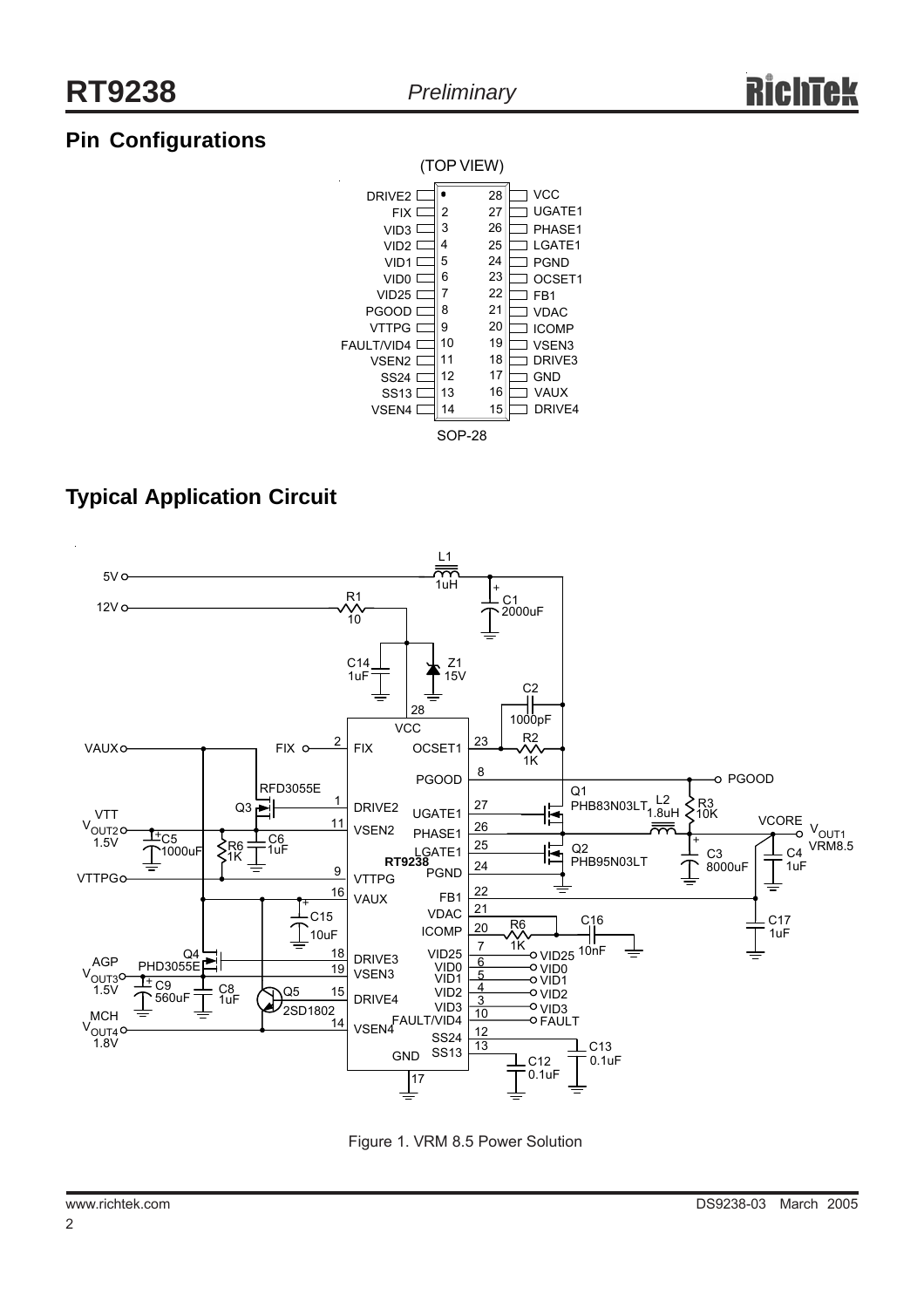## Pin Configurations

(TOP VIEW)

| Pin | Name | Pin | Name |
|---|---|---|---|
| 1 | DRIVE2 | 28 | VCC |
| 2 | FIX | 27 | UGATE1 |
| 3 | VID3 | 26 | PHASE1 |
| 4 | VID2 | 25 | LGATE1 |
| 5 | VID1 | 24 | PGND |
| 6 | VID0 | 23 | OCSET1 |
| 7 | VID25 | 22 | FB1 |
| 8 | PGOOD | 21 | VDAC |
| 9 | VTTPG | 20 | ICOMP |
| 10 | FAULT/VID4 | 19 | VSEN3 |
| 11 | VSEN2 | 18 | DRIVE3 |
| 12 | SS24 | 17 | GND |
| 13 | SS13 | 16 | VAUX |
| 14 | VSEN4 | 15 | DRIVE4 |

SOP-28

## Typical Application Circuit

Figure 1. VRM 8.5 Power Solution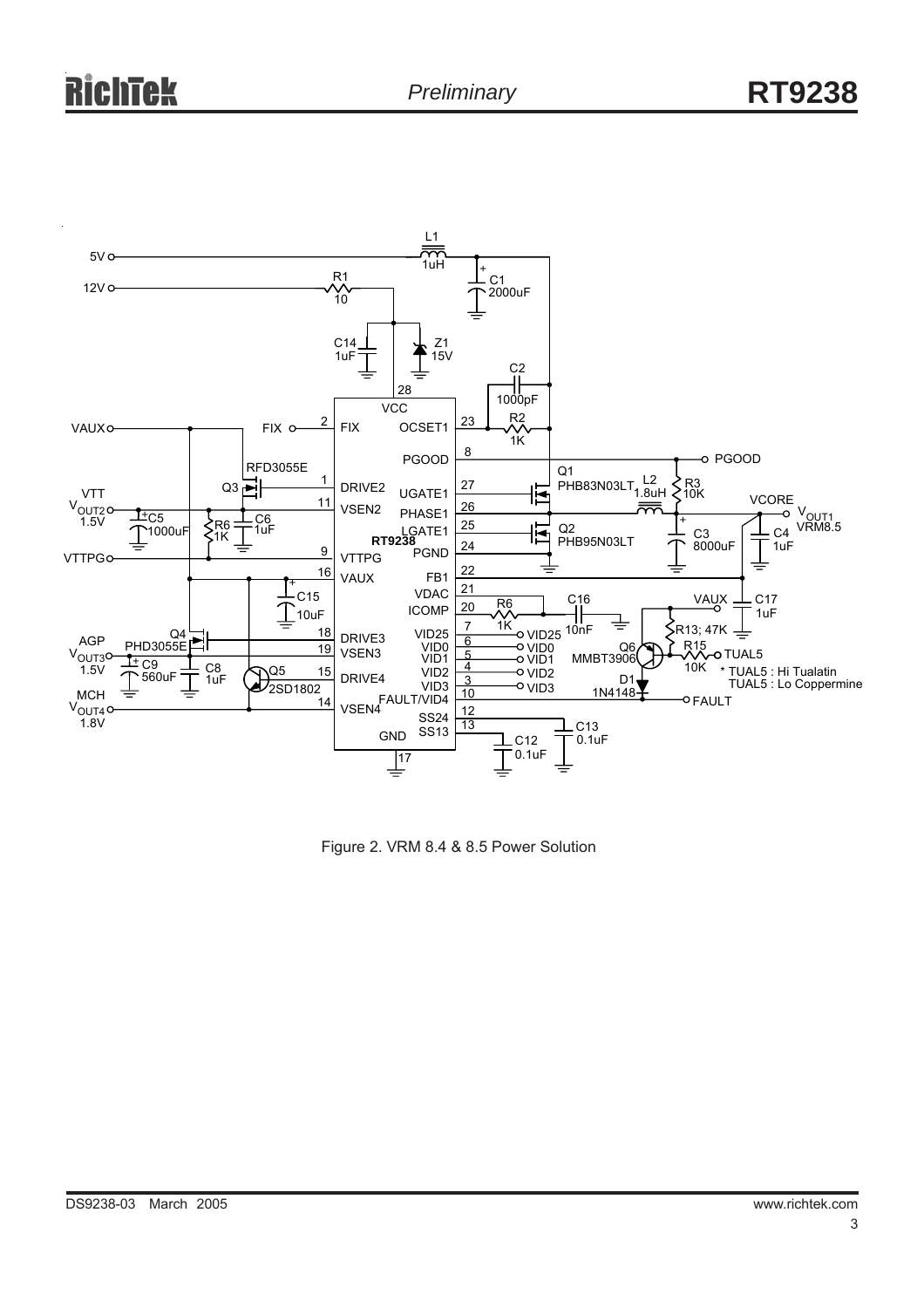Figure 2. VRM 8.4 & 8.5 Power Solution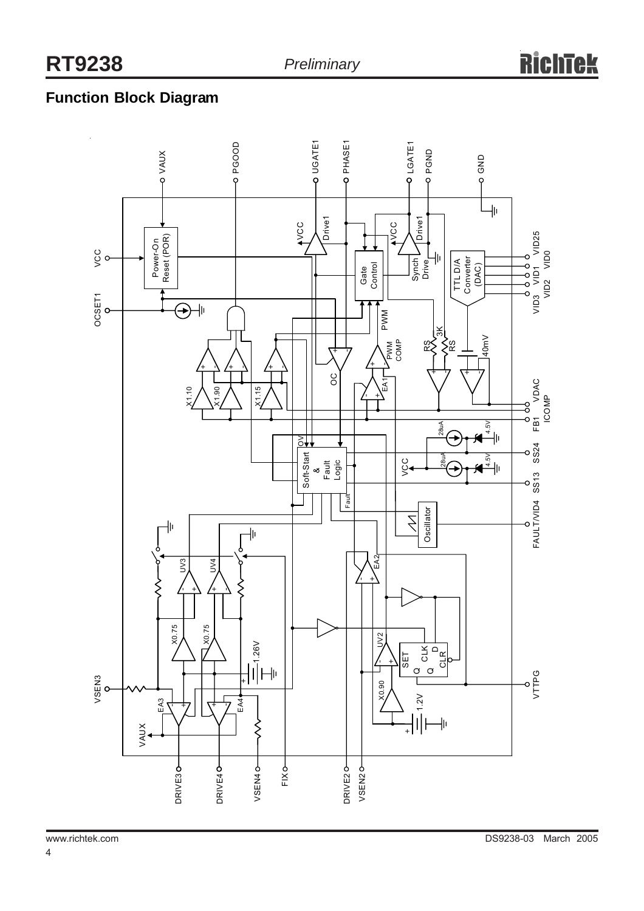## Function Block Diagram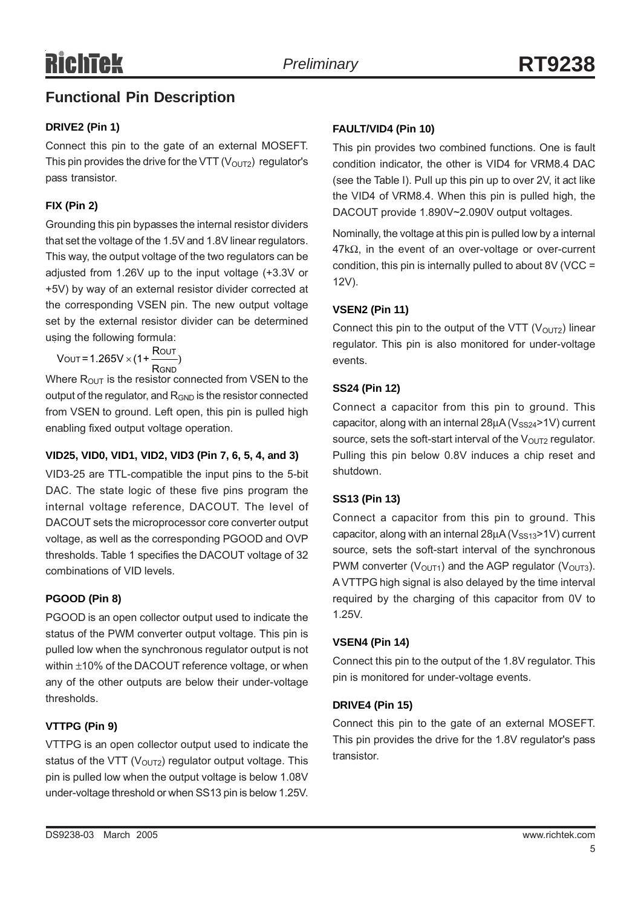## Functional Pin Description

**DRIVE2 (Pin 1)**

Connect this pin to the gate of an external MOSEFT. This pin provides the drive for the VTT ($V_{OUT2}$) regulator's pass transistor.

**FIX (Pin 2)**

Grounding this pin bypasses the internal resistor dividers that set the voltage of the 1.5V and 1.8V linear regulators. This way, the output voltage of the two regulators can be adjusted from 1.26V up to the input voltage (+3.3V or +5V) by way of an external resistor divider corrected at the corresponding VSEN pin. The new output voltage set by the external resistor divider can be determined using the following formula:

$$V_{OUT} = 1.265V \times (1 + \frac{R_{OUT}}{R_{GND}})$$

Where $R_{OUT}$ is the resistor connected from VSEN to the output of the regulator, and $R_{GND}$ is the resistor connected from VSEN to ground. Left open, this pin is pulled high enabling fixed output voltage operation.

**VID25, VID0, VID1, VID2, VID3 (Pin 7, 6, 5, 4, and 3)**

VID3-25 are TTL-compatible the input pins to the 5-bit DAC. The state logic of these five pins program the internal voltage reference, DACOUT. The level of DACOUT sets the microprocessor core converter output voltage, as well as the corresponding PGOOD and OVP thresholds. Table 1 specifies the DACOUT voltage of 32 combinations of VID levels.

**PGOOD (Pin 8)**

PGOOD is an open collector output used to indicate the status of the PWM converter output voltage. This pin is pulled low when the synchronous regulator output is not within ±10% of the DACOUT reference voltage, or when any of the other outputs are below their under-voltage thresholds.

**VTTPG (Pin 9)**

VTTPG is an open collector output used to indicate the status of the VTT ($V_{OUT2}$) regulator output voltage. This pin is pulled low when the output voltage is below 1.08V under-voltage threshold or when SS13 pin is below 1.25V.

**FAULT/VID4 (Pin 10)**

This pin provides two combined functions. One is fault condition indicator, the other is VID4 for VRM8.4 DAC (see the Table I). Pull up this pin up to over 2V, it act like the VID4 of VRM8.4. When this pin is pulled high, the DACOUT provide 1.890V~2.090V output voltages.

Nominally, the voltage at this pin is pulled low by a internal 47kΩ, in the event of an over-voltage or over-current condition, this pin is internally pulled to about 8V (VCC = 12V).

**VSEN2 (Pin 11)**

Connect this pin to the output of the VTT ($V_{OUT2}$) linear regulator. This pin is also monitored for under-voltage events.

**SS24 (Pin 12)**

Connect a capacitor from this pin to ground. This capacitor, along with an internal 28μA ($V_{SS24}$>1V) current source, sets the soft-start interval of the $V_{OUT2}$ regulator. Pulling this pin below 0.8V induces a chip reset and shutdown.

**SS13 (Pin 13)**

Connect a capacitor from this pin to ground. This capacitor, along with an internal 28μA ($V_{SS13}$>1V) current source, sets the soft-start interval of the synchronous PWM converter ($V_{OUT1}$) and the AGP regulator ($V_{OUT3}$). A VTTPG high signal is also delayed by the time interval required by the charging of this capacitor from 0V to 1.25V.

**VSEN4 (Pin 14)**

Connect this pin to the output of the 1.8V regulator. This pin is monitored for under-voltage events.

**DRIVE4 (Pin 15)**

Connect this pin to the gate of an external MOSEFT. This pin provides the drive for the 1.8V regulator's pass transistor.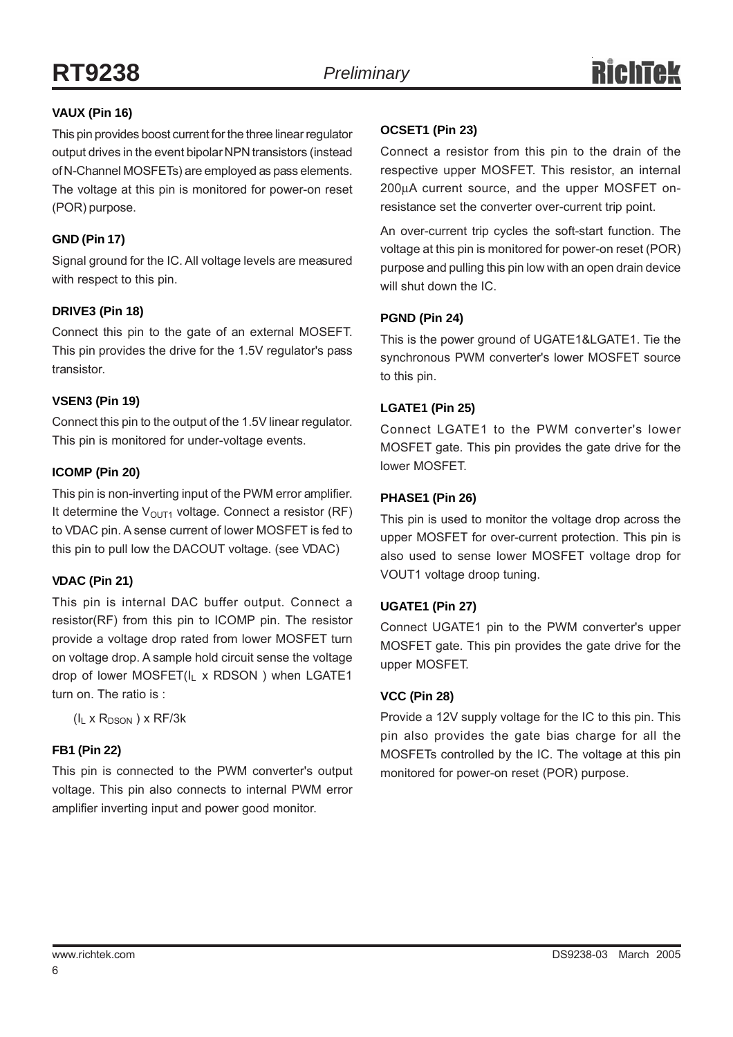### VAUX (Pin 16)

This pin provides boost current for the three linear regulator output drives in the event bipolar NPN transistors (instead of N-Channel MOSFETs) are employed as pass elements. The voltage at this pin is monitored for power-on reset (POR) purpose.

### GND (Pin 17)

Signal ground for the IC. All voltage levels are measured with respect to this pin.

### DRIVE3 (Pin 18)

Connect this pin to the gate of an external MOSEFT. This pin provides the drive for the 1.5V regulator's pass transistor.

### VSEN3 (Pin 19)

Connect this pin to the output of the 1.5V linear regulator. This pin is monitored for under-voltage events.

### ICOMP (Pin 20)

This pin is non-inverting input of the PWM error amplifier. It determine the $V_{OUT1}$ voltage. Connect a resistor (RF) to VDAC pin. A sense current of lower MOSFET is fed to this pin to pull low the DACOUT voltage. (see VDAC)

### VDAC (Pin 21)

This pin is internal DAC buffer output. Connect a resistor(RF) from this pin to ICOMP pin. The resistor provide a voltage drop rated from lower MOSFET turn on voltage drop. A sample hold circuit sense the voltage drop of lower MOSFET($I_L$ x RDSON ) when LGATE1 turn on. The ratio is :

($I_L$ x $R_{DSON}$ ) x RF/3k

### FB1 (Pin 22)

This pin is connected to the PWM converter's output voltage. This pin also connects to internal PWM error amplifier inverting input and power good monitor.

### OCSET1 (Pin 23)

Connect a resistor from this pin to the drain of the respective upper MOSFET. This resistor, an internal 200μA current source, and the upper MOSFET on-resistance set the converter over-current trip point.

An over-current trip cycles the soft-start function. The voltage at this pin is monitored for power-on reset (POR) purpose and pulling this pin low with an open drain device will shut down the IC.

### PGND (Pin 24)

This is the power ground of UGATE1&LGATE1. Tie the synchronous PWM converter's lower MOSFET source to this pin.

### LGATE1 (Pin 25)

Connect LGATE1 to the PWM converter's lower MOSFET gate. This pin provides the gate drive for the lower MOSFET.

### PHASE1 (Pin 26)

This pin is used to monitor the voltage drop across the upper MOSFET for over-current protection. This pin is also used to sense lower MOSFET voltage drop for VOUT1 voltage droop tuning.

### UGATE1 (Pin 27)

Connect UGATE1 pin to the PWM converter's upper MOSFET gate. This pin provides the gate drive for the upper MOSFET.

### VCC (Pin 28)

Provide a 12V supply voltage for the IC to this pin. This pin also provides the gate bias charge for all the MOSFETs controlled by the IC. The voltage at this pin monitored for power-on reset (POR) purpose.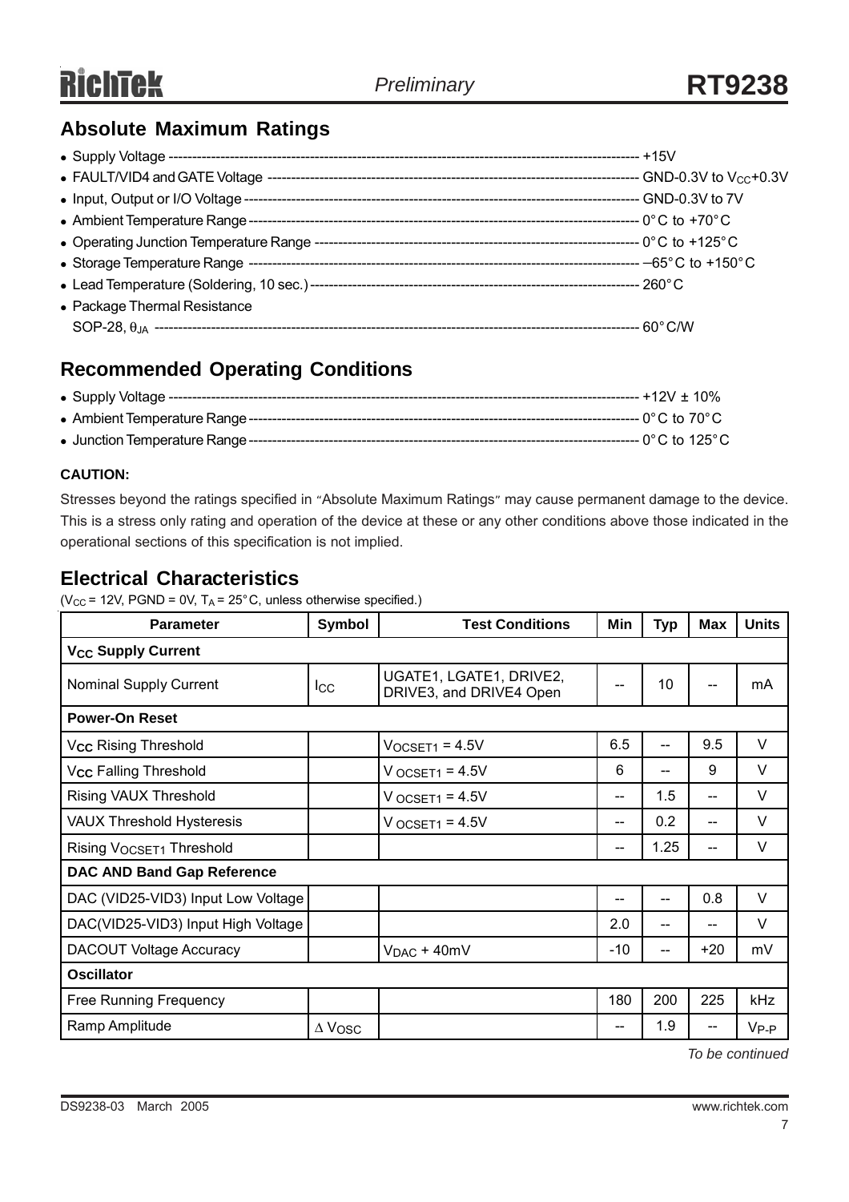## Absolute Maximum Ratings

- Supply Voltage ---------------------------------------------------------------------------------------------------- +15V
- FAULT/VID4 and GATE Voltage ------------------------------------------------------------------------------- GND-0.3V to $V_{CC}$+0.3V
- Input, Output or I/O Voltage ------------------------------------------------------------------------------------ GND-0.3V to 7V
- Ambient Temperature Range -------------------------------------------------------------------------------------- 0°C to +70°C
- Operating Junction Temperature Range ---------------------------------------------------------------------- 0°C to +125°C
- Storage Temperature Range ------------------------------------------------------------------------------------- −65°C to +150°C
- Lead Temperature (Soldering, 10 sec.) ----------------------------------------------------------------------- 260°C
- Package Thermal Resistance
  SOP-28, $\theta_{JA}$ ------------------------------------------------------------------------------------------------- 60°C/W

## Recommended Operating Conditions

- Supply Voltage ---------------------------------------------------------------------------------------------------- +12V ± 10%
- Ambient Temperature Range -------------------------------------------------------------------------------------- 0°C to 70°C
- Junction Temperature Range -------------------------------------------------------------------------------------- 0°C to 125°C

**CAUTION:**

Stresses beyond the ratings specified in "Absolute Maximum Ratings" may cause permanent damage to the device. This is a stress only rating and operation of the device at these or any other conditions above those indicated in the operational sections of this specification is not implied.

## Electrical Characteristics

($V_{CC}$ = 12V, PGND = 0V, $T_A$ = 25°C, unless otherwise specified.)

| Parameter | Symbol | Test Conditions | Min | Typ | Max | Units |
|---|---|---|---|---|---|---|
| **$V_{CC}$ Supply Current** | | | | | | |
| Nominal Supply Current | $I_{CC}$ | UGATE1, LGATE1, DRIVE2, DRIVE3, and DRIVE4 Open | -- | 10 | -- | mA |
| **Power-On Reset** | | | | | | |
| $V_{CC}$ Rising Threshold | | $V_{OCSET1}$ = 4.5V | 6.5 | -- | 9.5 | V |
| $V_{CC}$ Falling Threshold | | $V_{OCSET1}$ = 4.5V | 6 | -- | 9 | V |
| Rising VAUX Threshold | | $V_{OCSET1}$ = 4.5V | -- | 1.5 | -- | V |
| VAUX Threshold Hysteresis | | $V_{OCSET1}$ = 4.5V | -- | 0.2 | -- | V |
| Rising $V_{OCSET1}$ Threshold | | | -- | 1.25 | -- | V |
| **DAC AND Band Gap Reference** | | | | | | |
| DAC (VID25-VID3) Input Low Voltage | | | -- | -- | 0.8 | V |
| DAC(VID25-VID3) Input High Voltage | | | 2.0 | -- | -- | V |
| DACOUT Voltage Accuracy | | $V_{DAC}$ + 40mV | -10 | -- | +20 | mV |
| **Oscillator** | | | | | | |
| Free Running Frequency | | | 180 | 200 | 225 | kHz |
| Ramp Amplitude | $\Delta V_{OSC}$ | | -- | 1.9 | -- | $V_{P-P}$ |

*To be continued*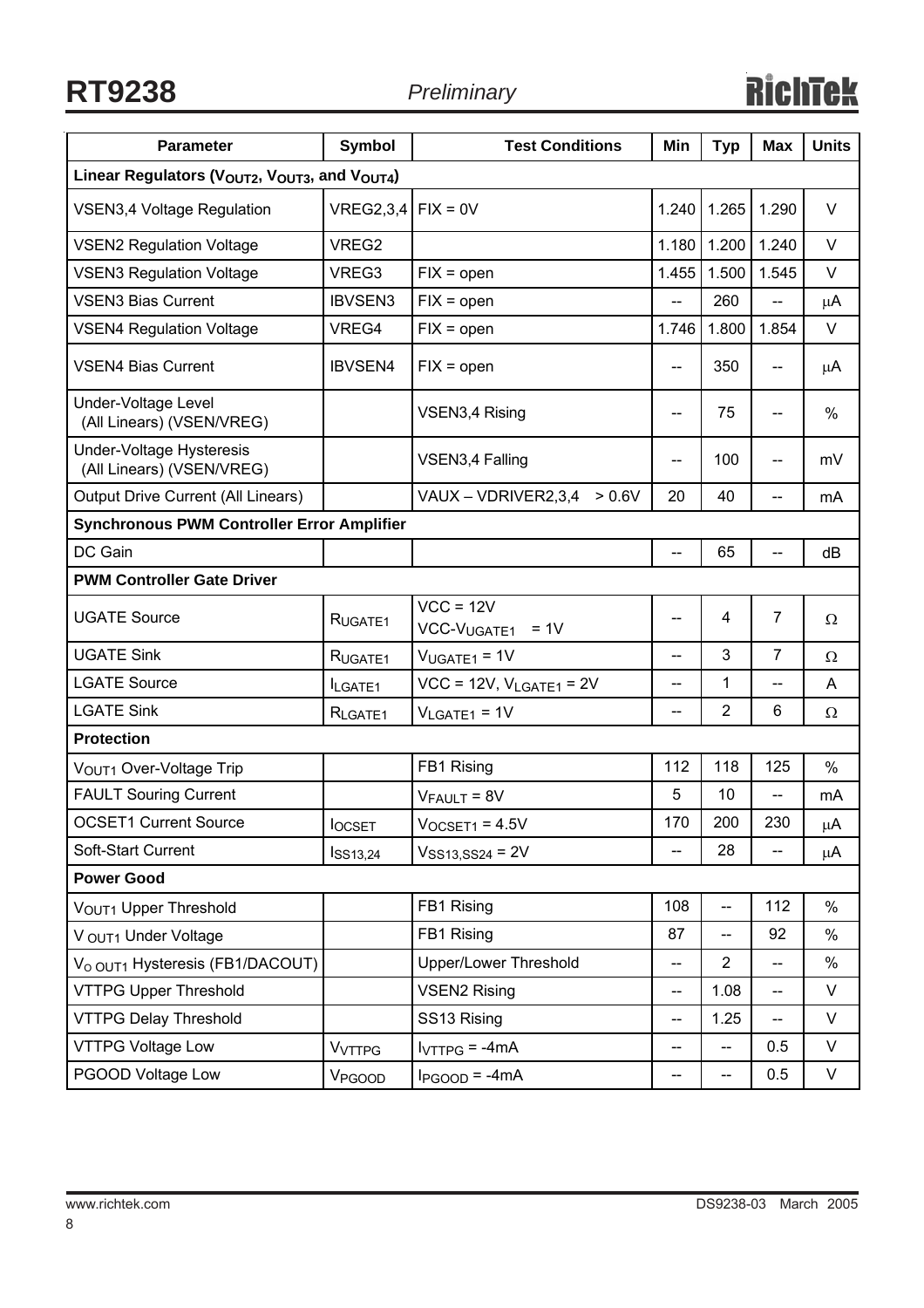| Parameter | Symbol | Test Conditions | Min | Typ | Max | Units |
|---|---|---|---|---|---|---|
| **Linear Regulators ($V_{OUT2}$, $V_{OUT3}$, and $V_{OUT4}$)** | | | | | | |
| VSEN3,4 Voltage Regulation | VREG2,3,4 | FIX = 0V | 1.240 | 1.265 | 1.290 | V |
| VSEN2 Regulation Voltage | VREG2 | | 1.180 | 1.200 | 1.240 | V |
| VSEN3 Regulation Voltage | VREG3 | FIX = open | 1.455 | 1.500 | 1.545 | V |
| VSEN3 Bias Current | IBVSEN3 | FIX = open | -- | 260 | -- | μA |
| VSEN4 Regulation Voltage | VREG4 | FIX = open | 1.746 | 1.800 | 1.854 | V |
| VSEN4 Bias Current | IBVSEN4 | FIX = open | -- | 350 | -- | μA |
| Under-Voltage Level (All Linears) (VSEN/VREG) | | VSEN3,4 Rising | -- | 75 | -- | % |
| Under-Voltage Hysteresis (All Linears) (VSEN/VREG) | | VSEN3,4 Falling | -- | 100 | -- | mV |
| Output Drive Current (All Linears) | | VAUX – VDRIVER2,3,4 > 0.6V | 20 | 40 | -- | mA |
| **Synchronous PWM Controller Error Amplifier** | | | | | | |
| DC Gain | | | -- | 65 | -- | dB |
| **PWM Controller Gate Driver** | | | | | | |
| UGATE Source | $R_{UGATE1}$ | VCC = 12V<br>VCC-$V_{UGATE1}$ = 1V | -- | 4 | 7 | Ω |
| UGATE Sink | $R_{UGATE1}$ | $V_{UGATE1}$ = 1V | -- | 3 | 7 | Ω |
| LGATE Source | $I_{LGATE1}$ | VCC = 12V, $V_{LGATE1}$ = 2V | -- | 1 | -- | A |
| LGATE Sink | $R_{LGATE1}$ | $V_{LGATE1}$ = 1V | -- | 2 | 6 | Ω |
| **Protection** | | | | | | |
| $V_{OUT1}$ Over-Voltage Trip | | FB1 Rising | 112 | 118 | 125 | % |
| FAULT Souring Current | | $V_{FAULT}$ = 8V | 5 | 10 | -- | mA |
| OCSET1 Current Source | $I_{OCSET}$ | $V_{OCSET1}$ = 4.5V | 170 | 200 | 230 | μA |
| Soft-Start Current | $I_{SS13,24}$ | $V_{SS13,SS24}$ = 2V | -- | 28 | -- | μA |
| **Power Good** | | | | | | |
| $V_{OUT1}$ Upper Threshold | | FB1 Rising | 108 | -- | 112 | % |
| $V_{OUT1}$ Under Voltage | | FB1 Rising | 87 | -- | 92 | % |
| $V_{O\ OUT1}$ Hysteresis (FB1/DACOUT) | | Upper/Lower Threshold | -- | 2 | -- | % |
| VTTPG Upper Threshold | | VSEN2 Rising | -- | 1.08 | -- | V |
| VTTPG Delay Threshold | | SS13 Rising | -- | 1.25 | -- | V |
| VTTPG Voltage Low | $V_{VTTPG}$ | $I_{VTTPG}$ = -4mA | -- | -- | 0.5 | V |
| PGOOD Voltage Low | $V_{PGOOD}$ | $I_{PGOOD}$ = -4mA | -- | -- | 0.5 | V |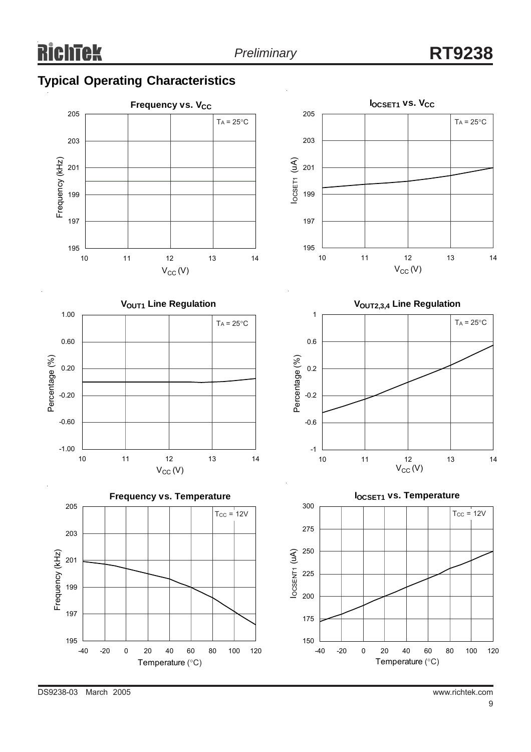## Typical Operating Characteristics

**Frequency vs. $V_{CC}$**

$T_A = 25°C$

Frequency (kHz) vs. $V_{CC}$ (V)

**$I_{OCSET1}$ vs. $V_{CC}$**

$T_A = 25°C$

$I_{OCSET1}$ (uA) vs. $V_{CC}$ (V)

**$V_{OUT1}$ Line Regulation**

$T_A = 25°C$

Percentage (%) vs. $V_{CC}$ (V)

**$V_{OUT2,3,4}$ Line Regulation**

$T_A = 25°C$

Percentage (%) vs. $V_{CC}$ (V)

**Frequency vs. Temperature**

$T_{CC} = 12V$

Frequency (kHz) vs. Temperature (°C)

**$I_{OCSET1}$ vs. Temperature**

$T_{CC} = 12V$

$I_{OCSENT1}$ (uA) vs. Temperature (°C)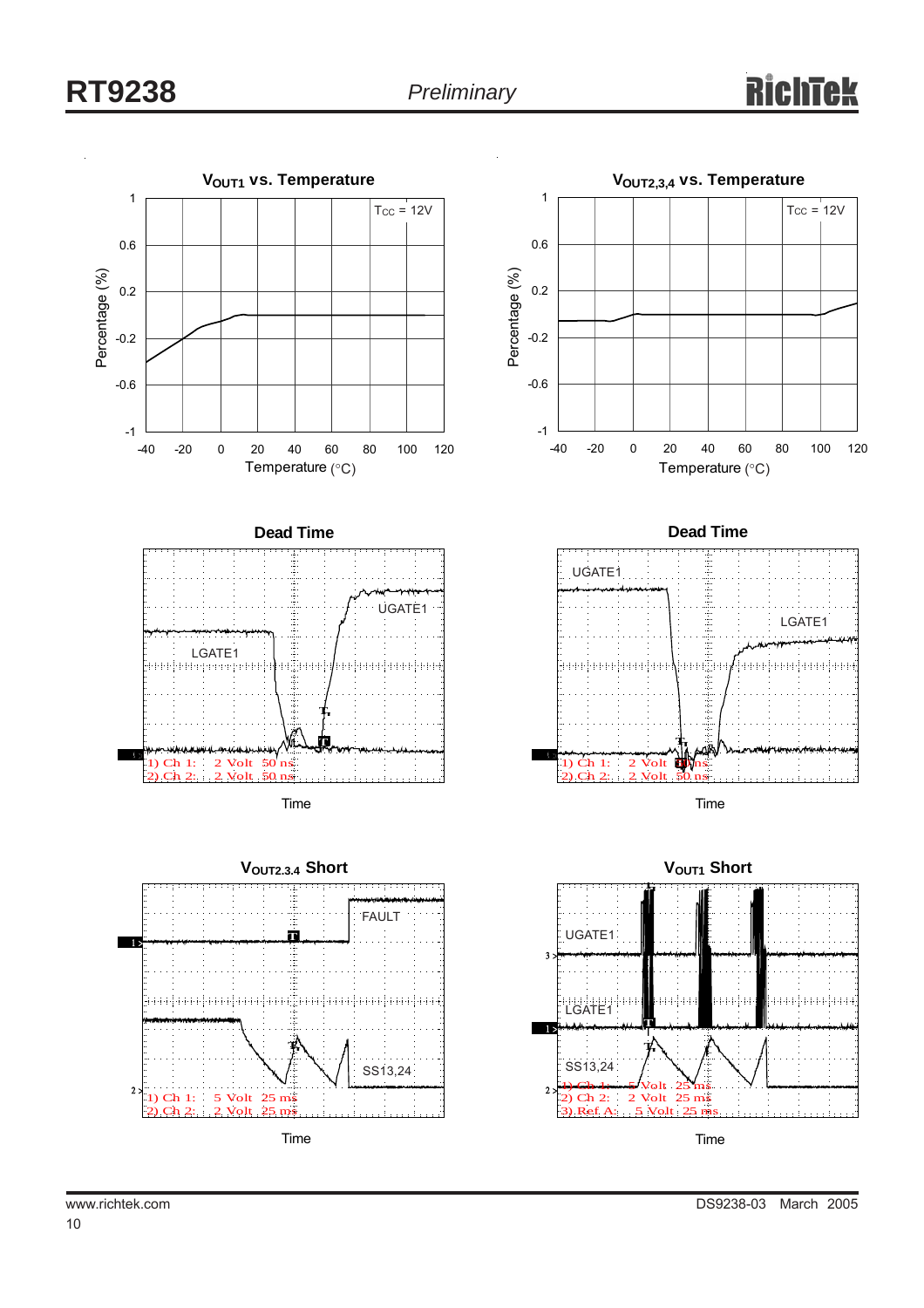**$V_{OUT1}$ vs. Temperature**

$T_{CC}$ = 12V

Percentage (%)

1, 0.6, 0.2, -0.2, -0.6, -1

-40, -20, 0, 20, 40, 60, 80, 100, 120

Temperature (°C)

**$V_{OUT2,3,4}$ vs. Temperature**

$T_{CC}$ = 12V

Percentage (%)

1, 0.6, 0.2, -0.2, -0.6, -1

-40, -20, 0, 20, 40, 60, 80, 100, 120

Temperature (°C)

**Dead Time**

UGATE1

LGATE1

1) Ch 1: 2 Volt 50 ns
2) Ch 2: 2 Volt 50 ns

Time

**Dead Time**

UGATE1

LGATE1

1) Ch 1: 2 Volt 50 ns
2) Ch 2: 2 Volt 50 ns

Time

**$V_{OUT2.3.4}$ Short**

FAULT

SS13,24

1) Ch 1: 5 Volt 25 ms
2) Ch 2: 2 Volt 25 ms

Time

**$V_{OUT1}$ Short**

UGATE1

LGATE1

SS13,24

1) Ch 1: 5 Volt 25 ms
2) Ch 2: 2 Volt 25 ms
3) Ref A: 5 Volt 25 ms

Time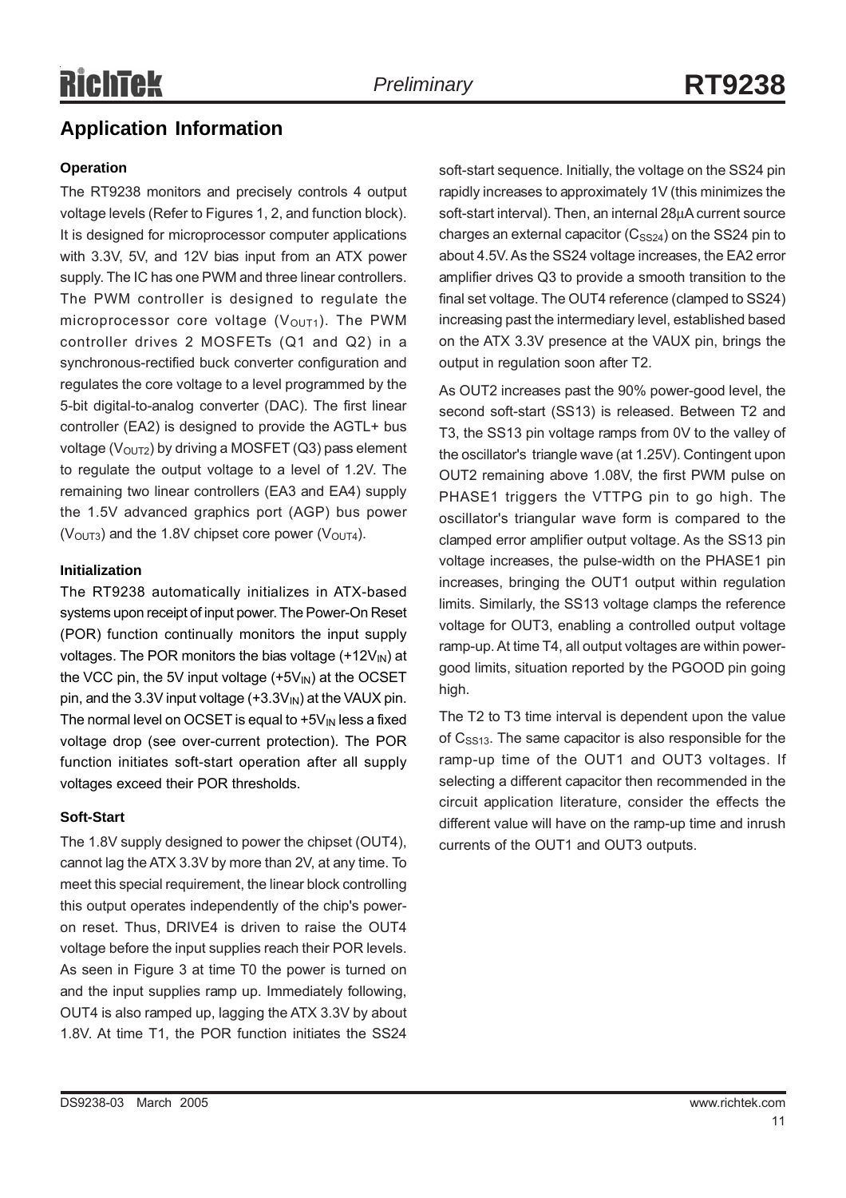## Application Information

### Operation

The RT9238 monitors and precisely controls 4 output voltage levels (Refer to Figures 1, 2, and function block). It is designed for microprocessor computer applications with 3.3V, 5V, and 12V bias input from an ATX power supply. The IC has one PWM and three linear controllers. The PWM controller is designed to regulate the microprocessor core voltage ($V_{OUT1}$). The PWM controller drives 2 MOSFETs (Q1 and Q2) in a synchronous-rectified buck converter configuration and regulates the core voltage to a level programmed by the 5-bit digital-to-analog converter (DAC). The first linear controller (EA2) is designed to provide the AGTL+ bus voltage ($V_{OUT2}$) by driving a MOSFET (Q3) pass element to regulate the output voltage to a level of 1.2V. The remaining two linear controllers (EA3 and EA4) supply the 1.5V advanced graphics port (AGP) bus power ($V_{OUT3}$) and the 1.8V chipset core power ($V_{OUT4}$).

### Initialization

The RT9238 automatically initializes in ATX-based systems upon receipt of input power. The Power-On Reset (POR) function continually monitors the input supply voltages. The POR monitors the bias voltage (+12$V_{IN}$) at the VCC pin, the 5V input voltage (+5$V_{IN}$) at the OCSET pin, and the 3.3V input voltage (+3.3$V_{IN}$) at the VAUX pin. The normal level on OCSET is equal to +5$V_{IN}$ less a fixed voltage drop (see over-current protection). The POR function initiates soft-start operation after all supply voltages exceed their POR thresholds.

### Soft-Start

The 1.8V supply designed to power the chipset (OUT4), cannot lag the ATX 3.3V by more than 2V, at any time. To meet this special requirement, the linear block controlling this output operates independently of the chip's power-on reset. Thus, DRIVE4 is driven to raise the OUT4 voltage before the input supplies reach their POR levels. As seen in Figure 3 at time T0 the power is turned on and the input supplies ramp up. Immediately following, OUT4 is also ramped up, lagging the ATX 3.3V by about 1.8V. At time T1, the POR function initiates the SS24 soft-start sequence. Initially, the voltage on the SS24 pin rapidly increases to approximately 1V (this minimizes the soft-start interval). Then, an internal 28μA current source charges an external capacitor ($C_{SS24}$) on the SS24 pin to about 4.5V. As the SS24 voltage increases, the EA2 error amplifier drives Q3 to provide a smooth transition to the final set voltage. The OUT4 reference (clamped to SS24) increasing past the intermediary level, established based on the ATX 3.3V presence at the VAUX pin, brings the output in regulation soon after T2.

As OUT2 increases past the 90% power-good level, the second soft-start (SS13) is released. Between T2 and T3, the SS13 pin voltage ramps from 0V to the valley of the oscillator's triangle wave (at 1.25V). Contingent upon OUT2 remaining above 1.08V, the first PWM pulse on PHASE1 triggers the VTTPG pin to go high. The oscillator's triangular wave form is compared to the clamped error amplifier output voltage. As the SS13 pin voltage increases, the pulse-width on the PHASE1 pin increases, bringing the OUT1 output within regulation limits. Similarly, the SS13 voltage clamps the reference voltage for OUT3, enabling a controlled output voltage ramp-up. At time T4, all output voltages are within power-good limits, situation reported by the PGOOD pin going high.

The T2 to T3 time interval is dependent upon the value of $C_{SS13}$. The same capacitor is also responsible for the ramp-up time of the OUT1 and OUT3 voltages. If selecting a different capacitor then recommended in the circuit application literature, consider the effects the different value will have on the ramp-up time and inrush currents of the OUT1 and OUT3 outputs.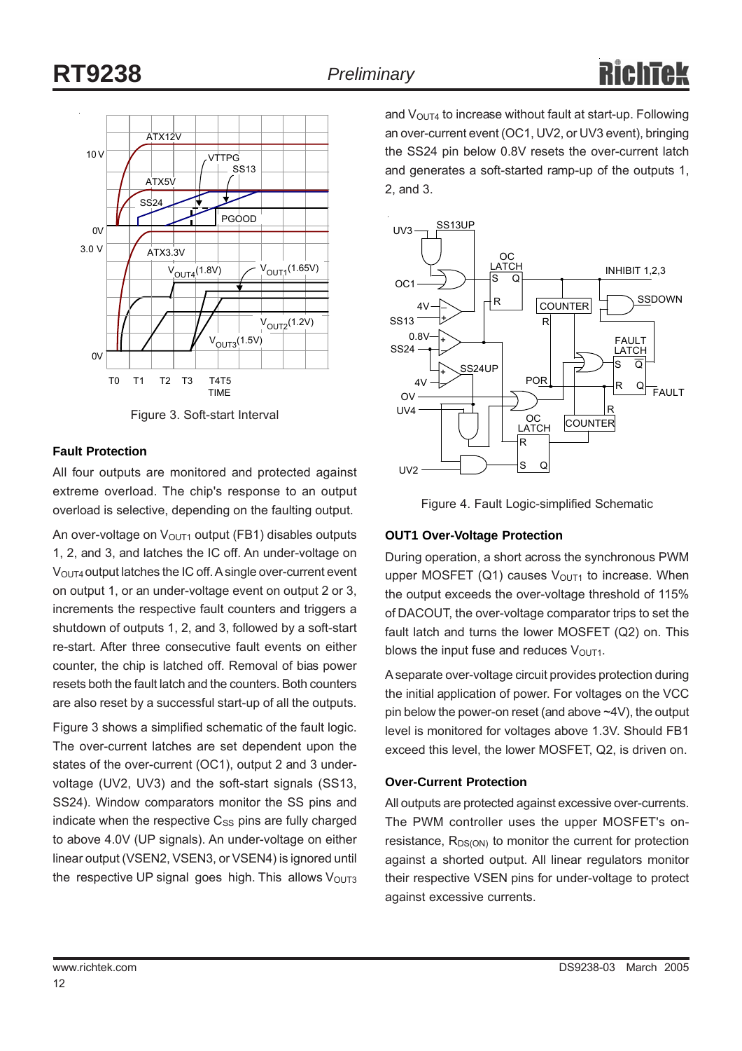Figure 3. Soft-start Interval

### Fault Protection

All four outputs are monitored and protected against extreme overload. The chip's response to an output overload is selective, depending on the faulting output.

An over-voltage on $V_{OUT1}$ output (FB1) disables outputs 1, 2, and 3, and latches the IC off. An under-voltage on $V_{OUT4}$ output latches the IC off. A single over-current event on output 1, or an under-voltage event on output 2 or 3, increments the respective fault counters and triggers a shutdown of outputs 1, 2, and 3, followed by a soft-start re-start. After three consecutive fault events on either counter, the chip is latched off. Removal of bias power resets both the fault latch and the counters. Both counters are also reset by a successful start-up of all the outputs.

Figure 3 shows a simplified schematic of the fault logic. The over-current latches are set dependent upon the states of the over-current (OC1), output 2 and 3 under-voltage (UV2, UV3) and the soft-start signals (SS13, SS24). Window comparators monitor the SS pins and indicate when the respective $C_{SS}$ pins are fully charged to above 4.0V (UP signals). An under-voltage on either linear output (VSEN2, VSEN3, or VSEN4) is ignored until the respective UP signal goes high. This allows $V_{OUT3}$ and $V_{OUT4}$ to increase without fault at start-up. Following an over-current event (OC1, UV2, or UV3 event), bringing the SS24 pin below 0.8V resets the over-current latch and generates a soft-started ramp-up of the outputs 1, 2, and 3.

Figure 4. Fault Logic-simplified Schematic

### OUT1 Over-Voltage Protection

During operation, a short across the synchronous PWM upper MOSFET (Q1) causes $V_{OUT1}$ to increase. When the output exceeds the over-voltage threshold of 115% of DACOUT, the over-voltage comparator trips to set the fault latch and turns the lower MOSFET (Q2) on. This blows the input fuse and reduces $V_{OUT1}$.

A separate over-voltage circuit provides protection during the initial application of power. For voltages on the VCC pin below the power-on reset (and above ~4V), the output level is monitored for voltages above 1.3V. Should FB1 exceed this level, the lower MOSFET, Q2, is driven on.

### Over-Current Protection

All outputs are protected against excessive over-currents. The PWM controller uses the upper MOSFET's on-resistance, $R_{DS(ON)}$ to monitor the current for protection against a shorted output. All linear regulators monitor their respective VSEN pins for under-voltage to protect against excessive currents.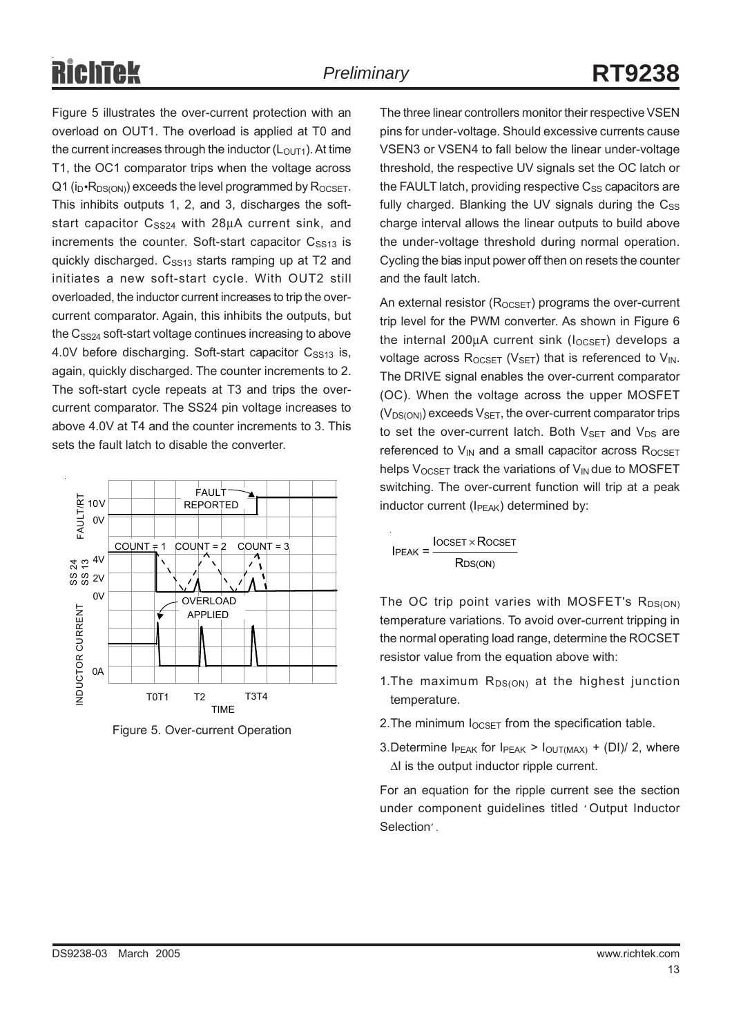Figure 5 illustrates the over-current protection with an overload on OUT1. The overload is applied at T0 and the current increases through the inductor ($L_{OUT1}$). At time T1, the OC1 comparator trips when the voltage across Q1 ($i_D \bullet R_{DS(ON)}$) exceeds the level programmed by $R_{OCSET}$. This inhibits outputs 1, 2, and 3, discharges the soft-start capacitor $C_{SS24}$ with 28μA current sink, and increments the counter. Soft-start capacitor $C_{SS13}$ is quickly discharged. $C_{SS13}$ starts ramping up at T2 and initiates a new soft-start cycle. With OUT2 still overloaded, the inductor current increases to trip the over-current comparator. Again, this inhibits the outputs, but the $C_{SS24}$ soft-start voltage continues increasing to above 4.0V before discharging. Soft-start capacitor $C_{SS13}$ is, again, quickly discharged. The counter increments to 2. The soft-start cycle repeats at T3 and trips the over-current comparator. The SS24 pin voltage increases to above 4.0V at T4 and the counter increments to 3. This sets the fault latch to disable the converter.

Figure 5. Over-current Operation

The three linear controllers monitor their respective VSEN pins for under-voltage. Should excessive currents cause VSEN3 or VSEN4 to fall below the linear under-voltage threshold, the respective UV signals set the OC latch or the FAULT latch, providing respective $C_{SS}$ capacitors are fully charged. Blanking the UV signals during the $C_{SS}$ charge interval allows the linear outputs to build above the under-voltage threshold during normal operation. Cycling the bias input power off then on resets the counter and the fault latch.

An external resistor ($R_{OCSET}$) programs the over-current trip level for the PWM converter. As shown in Figure 6 the internal 200μA current sink ($I_{OCSET}$) develops a voltage across $R_{OCSET}$ ($V_{SET}$) that is referenced to $V_{IN}$. The DRIVE signal enables the over-current comparator (OC). When the voltage across the upper MOSFET ($V_{DS(ON)}$) exceeds $V_{SET}$, the over-current comparator trips to set the over-current latch. Both $V_{SET}$ and $V_{DS}$ are referenced to $V_{IN}$ and a small capacitor across $R_{OCSET}$ helps $V_{OCSET}$ track the variations of $V_{IN}$ due to MOSFET switching. The over-current function will trip at a peak inductor current ($I_{PEAK}$) determined by:

$$I_{PEAK} = \frac{I_{OCSET} \times R_{OCSET}}{R_{DS(ON)}}$$

The OC trip point varies with MOSFET's $R_{DS(ON)}$ temperature variations. To avoid over-current tripping in the normal operating load range, determine the ROCSET resistor value from the equation above with:

1. The maximum $R_{DS(ON)}$ at the highest junction temperature.
2. The minimum $I_{OCSET}$ from the specification table.
3. Determine $I_{PEAK}$ for $I_{PEAK} > I_{OUT(MAX)} + (DI)/2$, where $\Delta I$ is the output inductor ripple current.

For an equation for the ripple current see the section under component guidelines titled 'Output Inductor Selection'.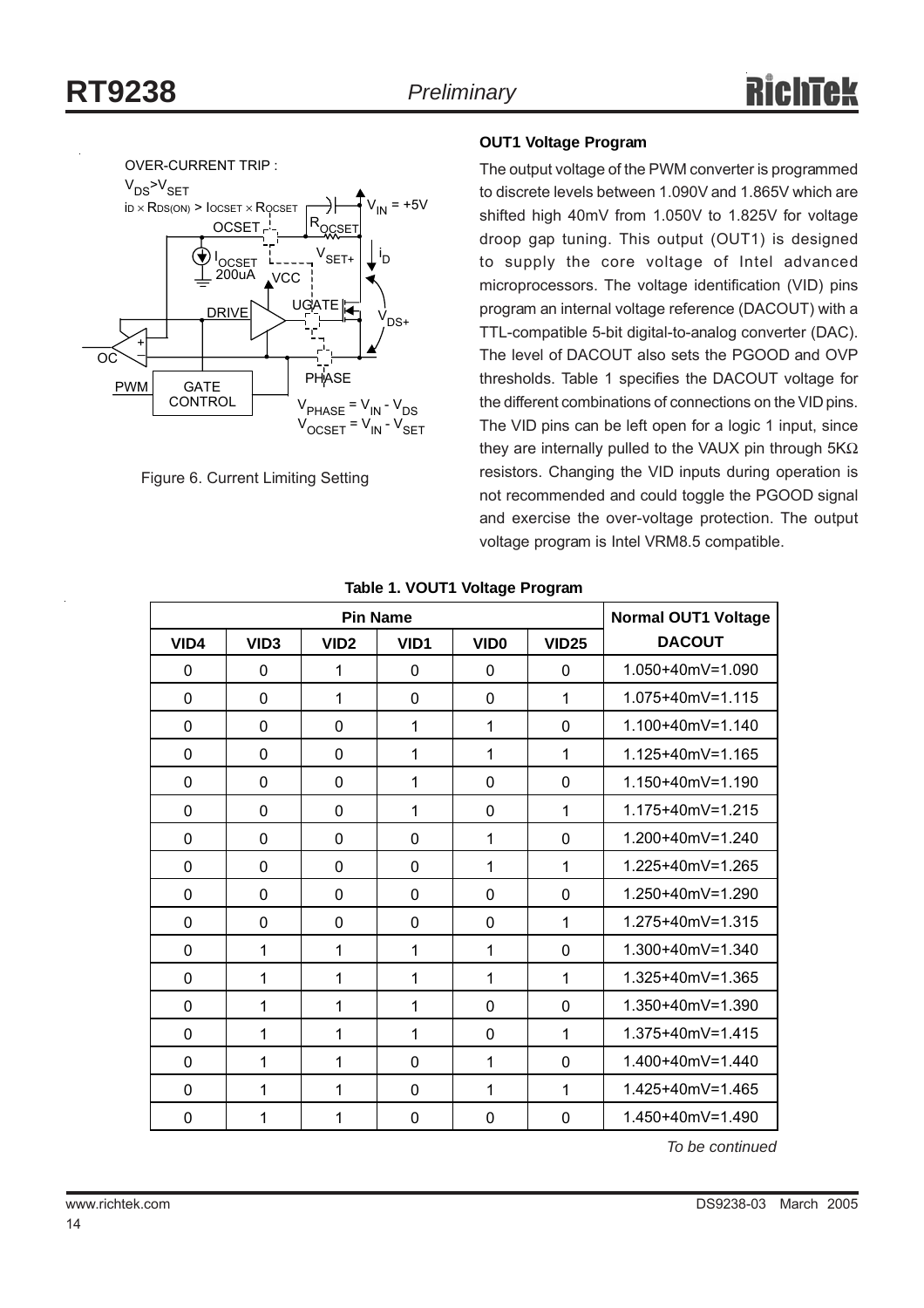OVER-CURRENT TRIP :

$V_{DS} > V_{SET}$

$i_D \times R_{DS(ON)} > I_{OCSET} \times R_{OCSET}$

Figure 6. Current Limiting Setting

### OUT1 Voltage Program

The output voltage of the PWM converter is programmed to discrete levels between 1.090V and 1.865V which are shifted high 40mV from 1.050V to 1.825V for voltage droop gap tuning. This output (OUT1) is designed to supply the core voltage of Intel advanced microprocessors. The voltage identification (VID) pins program an internal voltage reference (DACOUT) with a TTL-compatible 5-bit digital-to-analog converter (DAC). The level of DACOUT also sets the PGOOD and OVP thresholds. Table 1 specifies the DACOUT voltage for the different combinations of connections on the VID pins. The VID pins can be left open for a logic 1 input, since they are internally pulled to the VAUX pin through 5KΩ resistors. Changing the VID inputs during operation is not recommended and could toggle the PGOOD signal and exercise the over-voltage protection. The output voltage program is Intel VRM8.5 compatible.

**Table 1. VOUT1 Voltage Program**

| Pin Name | | | | | | Normal OUT1 Voltage |
|---|---|---|---|---|---|---|
| VID4 | VID3 | VID2 | VID1 | VID0 | VID25 | DACOUT |
| 0 | 0 | 1 | 0 | 0 | 0 | 1.050+40mV=1.090 |
| 0 | 0 | 1 | 0 | 0 | 1 | 1.075+40mV=1.115 |
| 0 | 0 | 0 | 1 | 1 | 0 | 1.100+40mV=1.140 |
| 0 | 0 | 0 | 1 | 1 | 1 | 1.125+40mV=1.165 |
| 0 | 0 | 0 | 1 | 0 | 0 | 1.150+40mV=1.190 |
| 0 | 0 | 0 | 1 | 0 | 1 | 1.175+40mV=1.215 |
| 0 | 0 | 0 | 0 | 1 | 0 | 1.200+40mV=1.240 |
| 0 | 0 | 0 | 0 | 1 | 1 | 1.225+40mV=1.265 |
| 0 | 0 | 0 | 0 | 0 | 0 | 1.250+40mV=1.290 |
| 0 | 0 | 0 | 0 | 0 | 1 | 1.275+40mV=1.315 |
| 0 | 1 | 1 | 1 | 1 | 0 | 1.300+40mV=1.340 |
| 0 | 1 | 1 | 1 | 1 | 1 | 1.325+40mV=1.365 |
| 0 | 1 | 1 | 1 | 0 | 0 | 1.350+40mV=1.390 |
| 0 | 1 | 1 | 1 | 0 | 1 | 1.375+40mV=1.415 |
| 0 | 1 | 1 | 0 | 1 | 0 | 1.400+40mV=1.440 |
| 0 | 1 | 1 | 0 | 1 | 1 | 1.425+40mV=1.465 |
| 0 | 1 | 1 | 0 | 0 | 0 | 1.450+40mV=1.490 |

*To be continued*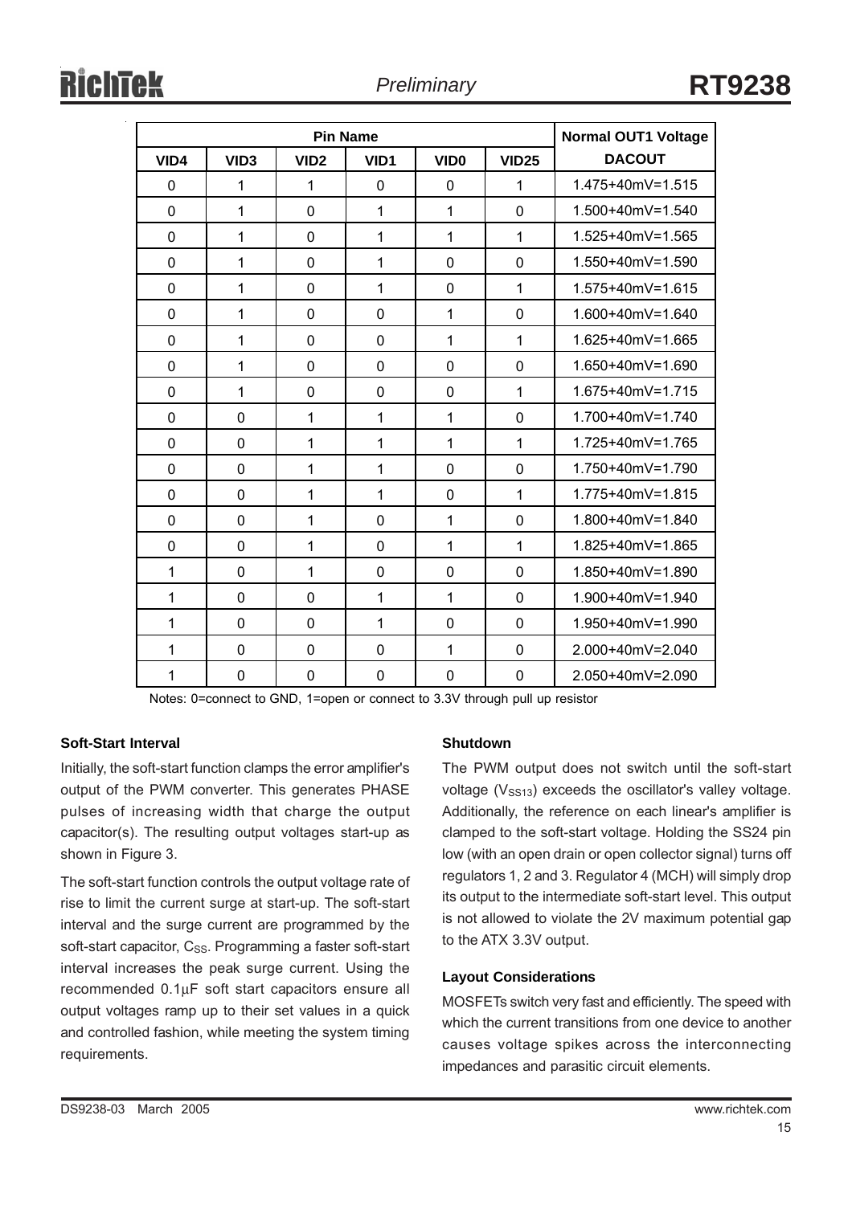| Pin Name | | | | | | Normal OUT1 Voltage |
|---|---|---|---|---|---|---|
| VID4 | VID3 | VID2 | VID1 | VID0 | VID25 | DACOUT |
| 0 | 1 | 1 | 0 | 0 | 1 | 1.475+40mV=1.515 |
| 0 | 1 | 0 | 1 | 1 | 0 | 1.500+40mV=1.540 |
| 0 | 1 | 0 | 1 | 1 | 1 | 1.525+40mV=1.565 |
| 0 | 1 | 0 | 1 | 0 | 0 | 1.550+40mV=1.590 |
| 0 | 1 | 0 | 1 | 0 | 1 | 1.575+40mV=1.615 |
| 0 | 1 | 0 | 0 | 1 | 0 | 1.600+40mV=1.640 |
| 0 | 1 | 0 | 0 | 1 | 1 | 1.625+40mV=1.665 |
| 0 | 1 | 0 | 0 | 0 | 0 | 1.650+40mV=1.690 |
| 0 | 1 | 0 | 0 | 0 | 1 | 1.675+40mV=1.715 |
| 0 | 0 | 1 | 1 | 1 | 0 | 1.700+40mV=1.740 |
| 0 | 0 | 1 | 1 | 1 | 1 | 1.725+40mV=1.765 |
| 0 | 0 | 1 | 1 | 0 | 0 | 1.750+40mV=1.790 |
| 0 | 0 | 1 | 1 | 0 | 1 | 1.775+40mV=1.815 |
| 0 | 0 | 1 | 0 | 1 | 0 | 1.800+40mV=1.840 |
| 0 | 0 | 1 | 0 | 1 | 1 | 1.825+40mV=1.865 |
| 1 | 0 | 1 | 0 | 0 | 0 | 1.850+40mV=1.890 |
| 1 | 0 | 0 | 1 | 1 | 0 | 1.900+40mV=1.940 |
| 1 | 0 | 0 | 1 | 0 | 0 | 1.950+40mV=1.990 |
| 1 | 0 | 0 | 0 | 1 | 0 | 2.000+40mV=2.040 |
| 1 | 0 | 0 | 0 | 0 | 0 | 2.050+40mV=2.090 |

Notes: 0=connect to GND, 1=open or connect to 3.3V through pull up resistor

**Soft-Start Interval**

Initially, the soft-start function clamps the error amplifier's output of the PWM converter. This generates PHASE pulses of increasing width that charge the output capacitor(s). The resulting output voltages start-up as shown in Figure 3.

The soft-start function controls the output voltage rate of rise to limit the current surge at start-up. The soft-start interval and the surge current are programmed by the soft-start capacitor, $C_{SS}$. Programming a faster soft-start interval increases the peak surge current. Using the recommended 0.1μF soft start capacitors ensure all output voltages ramp up to their set values in a quick and controlled fashion, while meeting the system timing requirements.

**Shutdown**

The PWM output does not switch until the soft-start voltage ($V_{SS13}$) exceeds the oscillator's valley voltage. Additionally, the reference on each linear's amplifier is clamped to the soft-start voltage. Holding the SS24 pin low (with an open drain or open collector signal) turns off regulators 1, 2 and 3. Regulator 4 (MCH) will simply drop its output to the intermediate soft-start level. This output is not allowed to violate the 2V maximum potential gap to the ATX 3.3V output.

**Layout Considerations**

MOSFETs switch very fast and efficiently. The speed with which the current transitions from one device to another causes voltage spikes across the interconnecting impedances and parasitic circuit elements.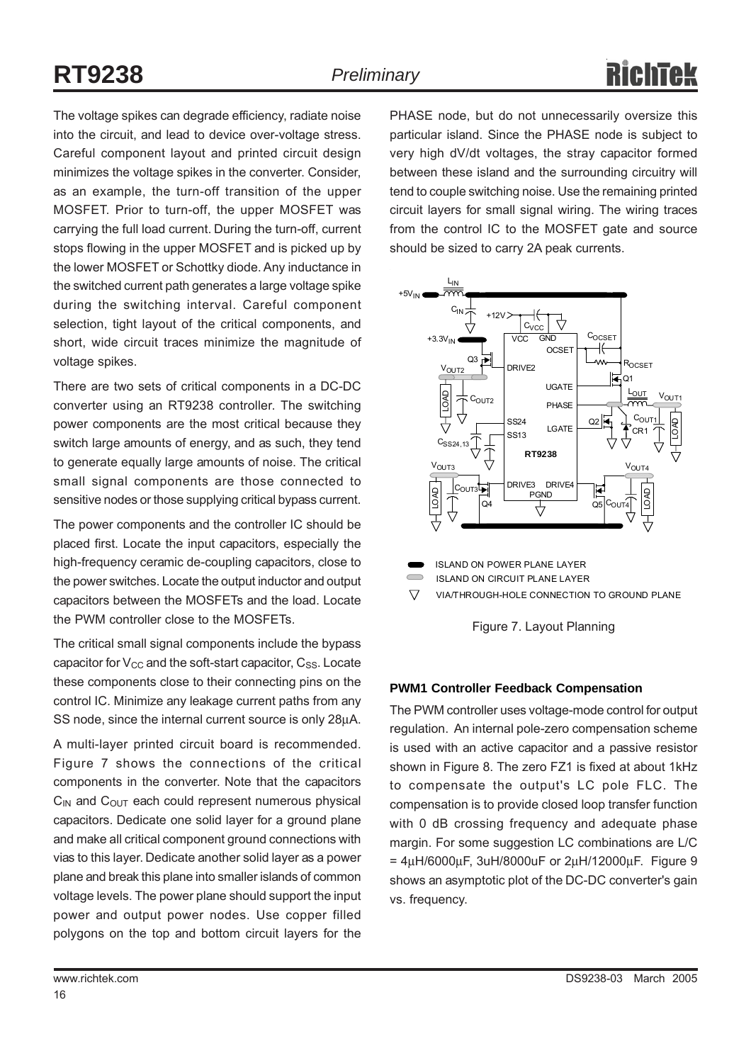The voltage spikes can degrade efficiency, radiate noise into the circuit, and lead to device over-voltage stress. Careful component layout and printed circuit design minimizes the voltage spikes in the converter. Consider, as an example, the turn-off transition of the upper MOSFET. Prior to turn-off, the upper MOSFET was carrying the full load current. During the turn-off, current stops flowing in the upper MOSFET and is picked up by the lower MOSFET or Schottky diode. Any inductance in the switched current path generates a large voltage spike during the switching interval. Careful component selection, tight layout of the critical components, and short, wide circuit traces minimize the magnitude of voltage spikes.

There are two sets of critical components in a DC-DC converter using an RT9238 controller. The switching power components are the most critical because they switch large amounts of energy, and as such, they tend to generate equally large amounts of noise. The critical small signal components are those connected to sensitive nodes or those supplying critical bypass current.

The power components and the controller IC should be placed first. Locate the input capacitors, especially the high-frequency ceramic de-coupling capacitors, close to the power switches. Locate the output inductor and output capacitors between the MOSFETs and the load. Locate the PWM controller close to the MOSFETs.

The critical small signal components include the bypass capacitor for $V_{CC}$ and the soft-start capacitor, $C_{SS}$. Locate these components close to their connecting pins on the control IC. Minimize any leakage current paths from any SS node, since the internal current source is only 28μA.

A multi-layer printed circuit board is recommended. Figure 7 shows the connections of the critical components in the converter. Note that the capacitors $C_{IN}$ and $C_{OUT}$ each could represent numerous physical capacitors. Dedicate one solid layer for a ground plane and make all critical component ground connections with vias to this layer. Dedicate another solid layer as a power plane and break this plane into smaller islands of common voltage levels. The power plane should support the input power and output power nodes. Use copper filled polygons on the top and bottom circuit layers for the PHASE node, but do not unnecessarily oversize this particular island. Since the PHASE node is subject to very high dV/dt voltages, the stray capacitor formed between these island and the surrounding circuitry will tend to couple switching noise. Use the remaining printed circuit layers for small signal wiring. The wiring traces from the control IC to the MOSFET gate and source should be sized to carry 2A peak currents.

Figure 7. Layout Planning

### PWM1 Controller Feedback Compensation

The PWM controller uses voltage-mode control for output regulation. An internal pole-zero compensation scheme is used with an active capacitor and a passive resistor shown in Figure 8. The zero FZ1 is fixed at about 1kHz to compensate the output's LC pole FLC. The compensation is to provide closed loop transfer function with 0 dB crossing frequency and adequate phase margin. For some suggestion LC combinations are L/C = 4μH/6000μF, 3uH/8000uF or 2μH/12000μF. Figure 9 shows an asymptotic plot of the DC-DC converter's gain vs. frequency.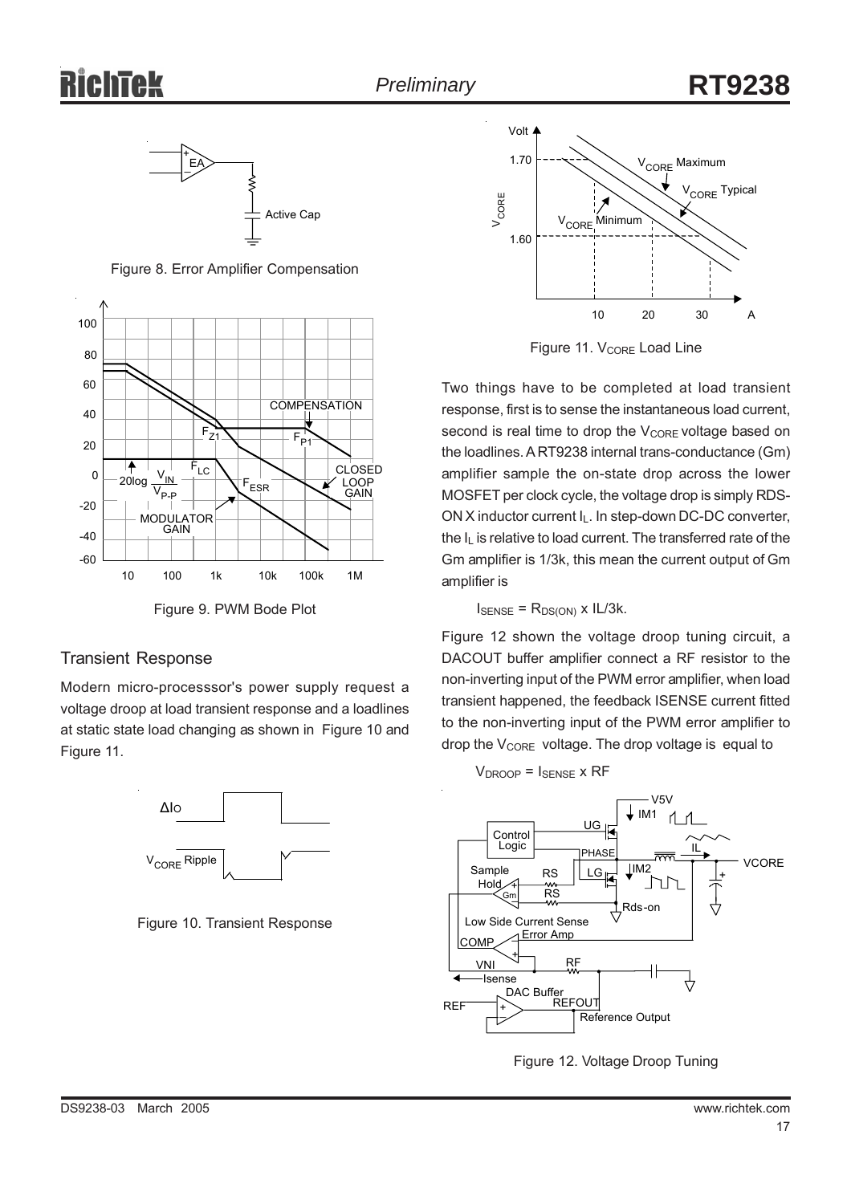Figure 8. Error Amplifier Compensation

Figure 9. PWM Bode Plot

## Transient Response

Modern micro-processsor's power supply request a voltage droop at load transient response and a loadlines at static state load changing as shown in Figure 10 and Figure 11.

Figure 10. Transient Response

Figure 11. $V_{CORE}$ Load Line

Two things have to be completed at load transient response, first is to sense the instantaneous load current, second is real time to drop the $V_{CORE}$ voltage based on the loadlines. A RT9238 internal trans-conductance (Gm) amplifier sample the on-state drop across the lower MOSFET per clock cycle, the voltage drop is simply RDS-ON X inductor current $I_L$. In step-down DC-DC converter, the $I_L$ is relative to load current. The transferred rate of the Gm amplifier is 1/3k, this mean the current output of Gm amplifier is

$I_{SENSE} = R_{DS(ON)} \times IL/3k$.

Figure 12 shown the voltage droop tuning circuit, a DACOUT buffer amplifier connect a RF resistor to the non-inverting input of the PWM error amplifier, when load transient happened, the feedback ISENSE current fitted to the non-inverting input of the PWM error amplifier to drop the $V_{CORE}$ voltage. The drop voltage is equal to

$V_{DROOP} = I_{SENSE} \times RF$

Figure 12. Voltage Droop Tuning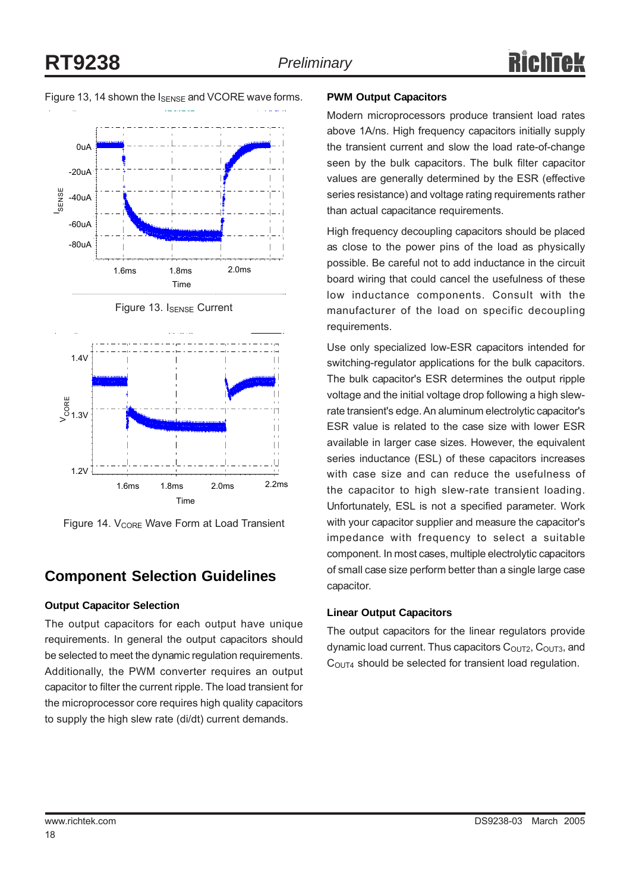Figure 13, 14 shown the $I_{SENSE}$ and VCORE wave forms.

Figure 13. $I_{SENSE}$ Current

Figure 14. $V_{CORE}$ Wave Form at Load Transient

## Component Selection Guidelines

### Output Capacitor Selection

The output capacitors for each output have unique requirements. In general the output capacitors should be selected to meet the dynamic regulation requirements. Additionally, the PWM converter requires an output capacitor to filter the current ripple. The load transient for the microprocessor core requires high quality capacitors to supply the high slew rate (di/dt) current demands.

### PWM Output Capacitors

Modern microprocessors produce transient load rates above 1A/ns. High frequency capacitors initially supply the transient current and slow the load rate-of-change seen by the bulk capacitors. The bulk filter capacitor values are generally determined by the ESR (effective series resistance) and voltage rating requirements rather than actual capacitance requirements.

High frequency decoupling capacitors should be placed as close to the power pins of the load as physically possible. Be careful not to add inductance in the circuit board wiring that could cancel the usefulness of these low inductance components. Consult with the manufacturer of the load on specific decoupling requirements.

Use only specialized low-ESR capacitors intended for switching-regulator applications for the bulk capacitors. The bulk capacitor's ESR determines the output ripple voltage and the initial voltage drop following a high slew-rate transient's edge. An aluminum electrolytic capacitor's ESR value is related to the case size with lower ESR available in larger case sizes. However, the equivalent series inductance (ESL) of these capacitors increases with case size and can reduce the usefulness of the capacitor to high slew-rate transient loading. Unfortunately, ESL is not a specified parameter. Work with your capacitor supplier and measure the capacitor's impedance with frequency to select a suitable component. In most cases, multiple electrolytic capacitors of small case size perform better than a single large case capacitor.

### Linear Output Capacitors

The output capacitors for the linear regulators provide dynamic load current. Thus capacitors $C_{OUT2}$, $C_{OUT3}$, and $C_{OUT4}$ should be selected for transient load regulation.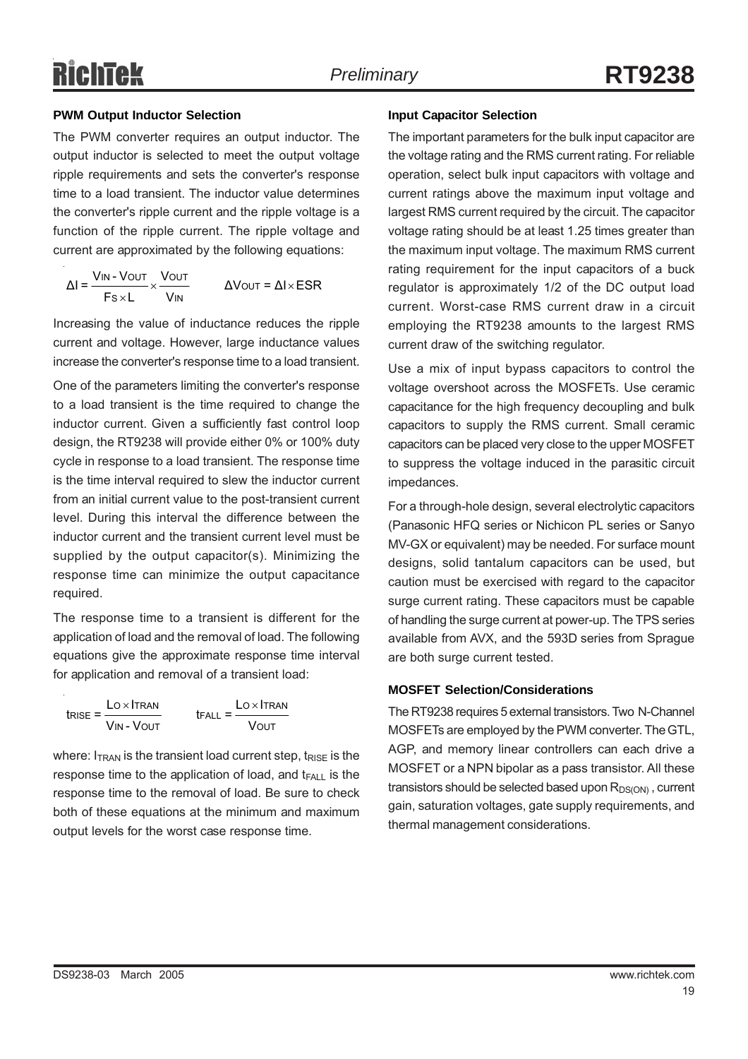### PWM Output Inductor Selection

The PWM converter requires an output inductor. The output inductor is selected to meet the output voltage ripple requirements and sets the converter's response time to a load transient. The inductor value determines the converter's ripple current and the ripple voltage is a function of the ripple current. The ripple voltage and current are approximated by the following equations:

$$\Delta I = \frac{V_{IN} - V_{OUT}}{F_S \times L} \times \frac{V_{OUT}}{V_{IN}} \qquad \Delta V_{OUT} = \Delta I \times ESR$$

Increasing the value of inductance reduces the ripple current and voltage. However, large inductance values increase the converter's response time to a load transient.

One of the parameters limiting the converter's response to a load transient is the time required to change the inductor current. Given a sufficiently fast control loop design, the RT9238 will provide either 0% or 100% duty cycle in response to a load transient. The response time is the time interval required to slew the inductor current from an initial current value to the post-transient current level. During this interval the difference between the inductor current and the transient current level must be supplied by the output capacitor(s). Minimizing the response time can minimize the output capacitance required.

The response time to a transient is different for the application of load and the removal of load. The following equations give the approximate response time interval for application and removal of a transient load:

$$t_{RISE} = \frac{L_O \times I_{TRAN}}{V_{IN} - V_{OUT}} \qquad t_{FALL} = \frac{L_O \times I_{TRAN}}{V_{OUT}}$$

where: $I_{TRAN}$ is the transient load current step, $t_{RISE}$ is the response time to the application of load, and $t_{FALL}$ is the response time to the removal of load. Be sure to check both of these equations at the minimum and maximum output levels for the worst case response time.

### Input Capacitor Selection

The important parameters for the bulk input capacitor are the voltage rating and the RMS current rating. For reliable operation, select bulk input capacitors with voltage and current ratings above the maximum input voltage and largest RMS current required by the circuit. The capacitor voltage rating should be at least 1.25 times greater than the maximum input voltage. The maximum RMS current rating requirement for the input capacitors of a buck regulator is approximately 1/2 of the DC output load current. Worst-case RMS current draw in a circuit employing the RT9238 amounts to the largest RMS current draw of the switching regulator.

Use a mix of input bypass capacitors to control the voltage overshoot across the MOSFETs. Use ceramic capacitance for the high frequency decoupling and bulk capacitors to supply the RMS current. Small ceramic capacitors can be placed very close to the upper MOSFET to suppress the voltage induced in the parasitic circuit impedances.

For a through-hole design, several electrolytic capacitors (Panasonic HFQ series or Nichicon PL series or Sanyo MV-GX or equivalent) may be needed. For surface mount designs, solid tantalum capacitors can be used, but caution must be exercised with regard to the capacitor surge current rating. These capacitors must be capable of handling the surge current at power-up. The TPS series available from AVX, and the 593D series from Sprague are both surge current tested.

### MOSFET Selection/Considerations

The RT9238 requires 5 external transistors. Two N-Channel MOSFETs are employed by the PWM converter. The GTL, AGP, and memory linear controllers can each drive a MOSFET or a NPN bipolar as a pass transistor. All these transistors should be selected based upon $R_{DS(ON)}$, current gain, saturation voltages, gate supply requirements, and thermal management considerations.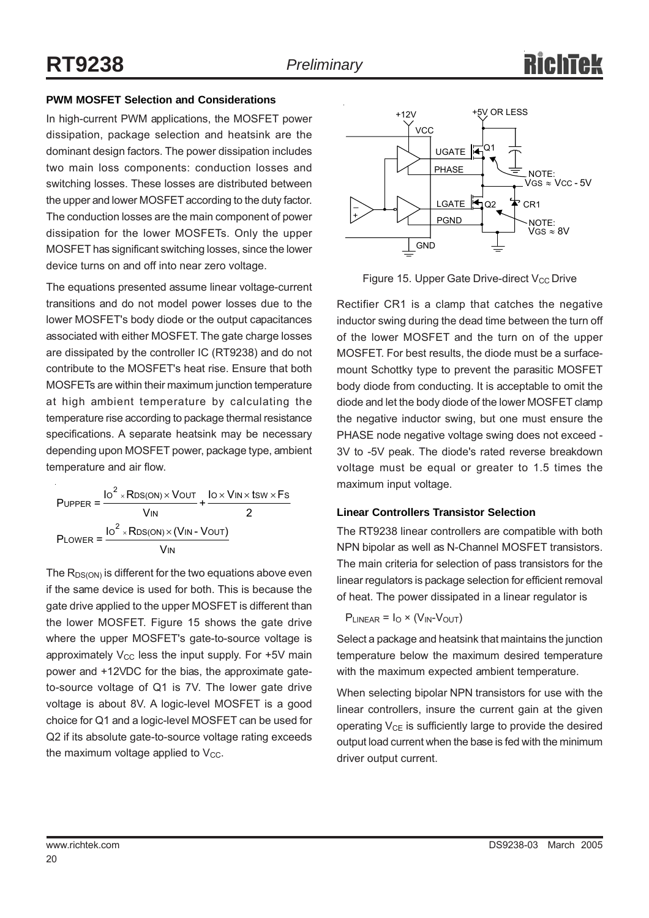### PWM MOSFET Selection and Considerations

In high-current PWM applications, the MOSFET power dissipation, package selection and heatsink are the dominant design factors. The power dissipation includes two main loss components: conduction losses and switching losses. These losses are distributed between the upper and lower MOSFET according to the duty factor. The conduction losses are the main component of power dissipation for the lower MOSFETs. Only the upper MOSFET has significant switching losses, since the lower device turns on and off into near zero voltage.

The equations presented assume linear voltage-current transitions and do not model power losses due to the lower MOSFET's body diode or the output capacitances associated with either MOSFET. The gate charge losses are dissipated by the controller IC (RT9238) and do not contribute to the MOSFET's heat rise. Ensure that both MOSFETs are within their maximum junction temperature at high ambient temperature by calculating the temperature rise according to package thermal resistance specifications. A separate heatsink may be necessary depending upon MOSFET power, package type, ambient temperature and air flow.

$$P_{UPPER} = \frac{I_O^2 \times R_{DS(ON)} \times V_{OUT}}{V_{IN}} + \frac{I_O \times V_{IN} \times t_{SW} \times F_S}{2}$$

$$P_{LOWER} = \frac{I_O^2 \times R_{DS(ON)} \times (V_{IN} - V_{OUT})}{V_{IN}}$$

The $R_{DS(ON)}$ is different for the two equations above even if the same device is used for both. This is because the gate drive applied to the upper MOSFET is different than the lower MOSFET. Figure 15 shows the gate drive where the upper MOSFET's gate-to-source voltage is approximately $V_{CC}$ less the input supply. For +5V main power and +12VDC for the bias, the approximate gate-to-source voltage of Q1 is 7V. The lower gate drive voltage is about 8V. A logic-level MOSFET is a good choice for Q1 and a logic-level MOSFET can be used for Q2 if its absolute gate-to-source voltage rating exceeds the maximum voltage applied to $V_{CC}$.

Figure 15. Upper Gate Drive-direct $V_{CC}$ Drive

Rectifier CR1 is a clamp that catches the negative inductor swing during the dead time between the turn off of the lower MOSFET and the turn on of the upper MOSFET. For best results, the diode must be a surface-mount Schottky type to prevent the parasitic MOSFET body diode from conducting. It is acceptable to omit the diode and let the body diode of the lower MOSFET clamp the negative inductor swing, but one must ensure the PHASE node negative voltage swing does not exceed -3V to -5V peak. The diode's rated reverse breakdown voltage must be equal or greater to 1.5 times the maximum input voltage.

### Linear Controllers Transistor Selection

The RT9238 linear controllers are compatible with both NPN bipolar as well as N-Channel MOSFET transistors. The main criteria for selection of pass transistors for the linear regulators is package selection for efficient removal of heat. The power dissipated in a linear regulator is

$P_{LINEAR} = I_O \times (V_{IN} - V_{OUT})$

Select a package and heatsink that maintains the junction temperature below the maximum desired temperature with the maximum expected ambient temperature.

When selecting bipolar NPN transistors for use with the linear controllers, insure the current gain at the given operating $V_{CE}$ is sufficiently large to provide the desired output load current when the base is fed with the minimum driver output current.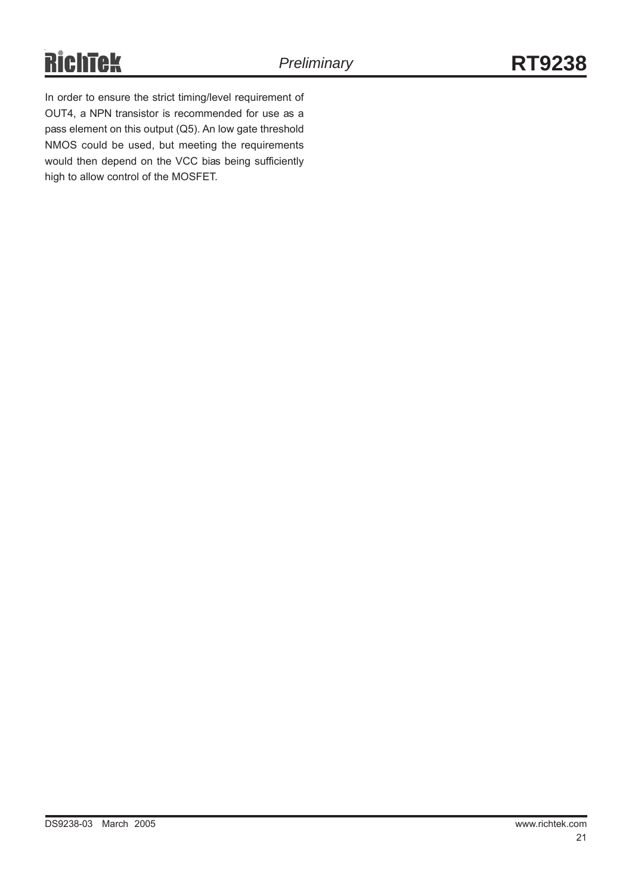In order to ensure the strict timing/level requirement of OUT4, a NPN transistor is recommended for use as a pass element on this output (Q5). An low gate threshold NMOS could be used, but meeting the requirements would then depend on the VCC bias being sufficiently high to allow control of the MOSFET.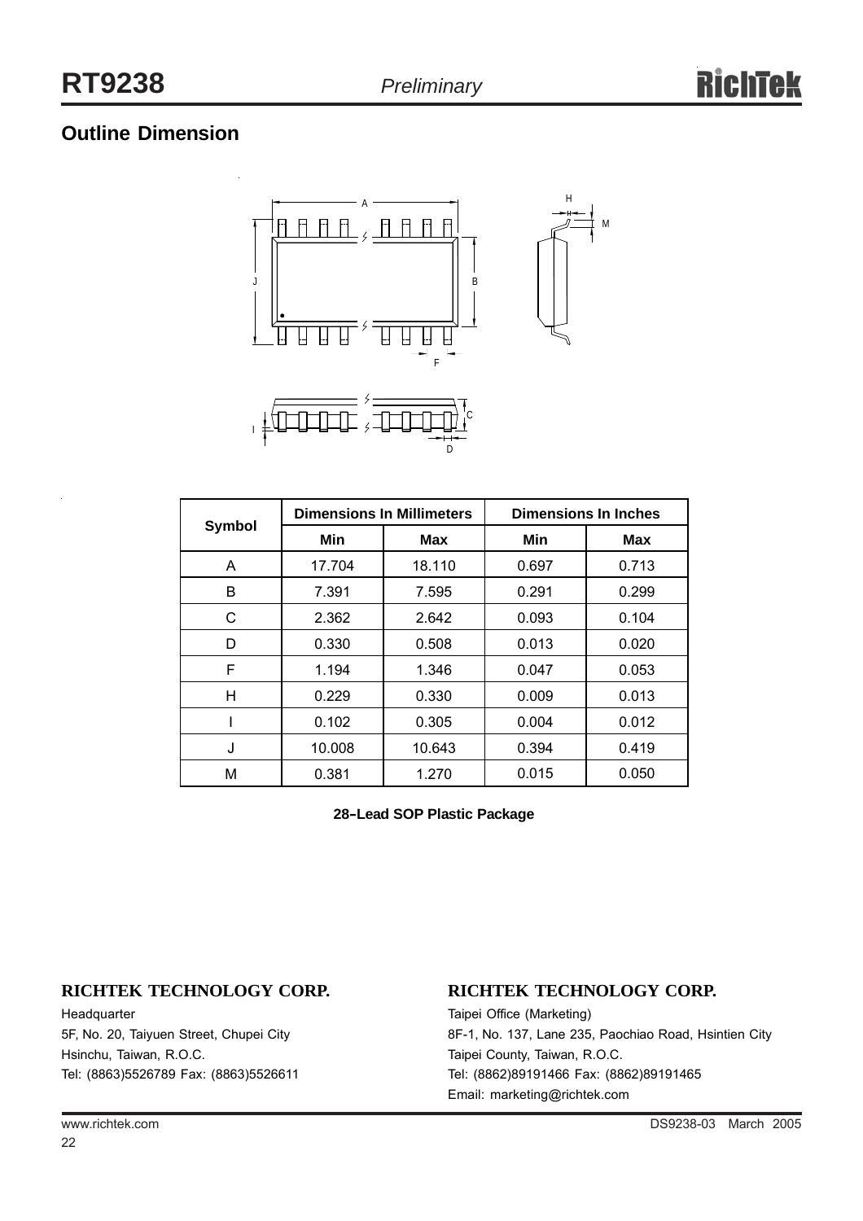## Outline Dimension

A
B
J
F
H
M
C
I
D

| Symbol | Dimensions In Millimeters | | Dimensions In Inches | |
|---|---|---|---|---|
| | Min | Max | Min | Max |
| A | 17.704 | 18.110 | 0.697 | 0.713 |
| B | 7.391 | 7.595 | 0.291 | 0.299 |
| C | 2.362 | 2.642 | 0.093 | 0.104 |
| D | 0.330 | 0.508 | 0.013 | 0.020 |
| F | 1.194 | 1.346 | 0.047 | 0.053 |
| H | 0.229 | 0.330 | 0.009 | 0.013 |
| I | 0.102 | 0.305 | 0.004 | 0.012 |
| J | 10.008 | 10.643 | 0.394 | 0.419 |
| M | 0.381 | 1.270 | 0.015 | 0.050 |

**28-Lead SOP Plastic Package**

**RICHTEK TECHNOLOGY CORP.**

Headquarter
5F, No. 20, Taiyuen Street, Chupei City
Hsinchu, Taiwan, R.O.C.
Tel: (8863)5526789 Fax: (8863)5526611

**RICHTEK TECHNOLOGY CORP.**

Taipei Office (Marketing)
8F-1, No. 137, Lane 235, Paochiao Road, Hsintien City
Taipei County, Taiwan, R.O.C.
Tel: (8862)89191466 Fax: (8862)89191465
Email: marketing@richtek.com